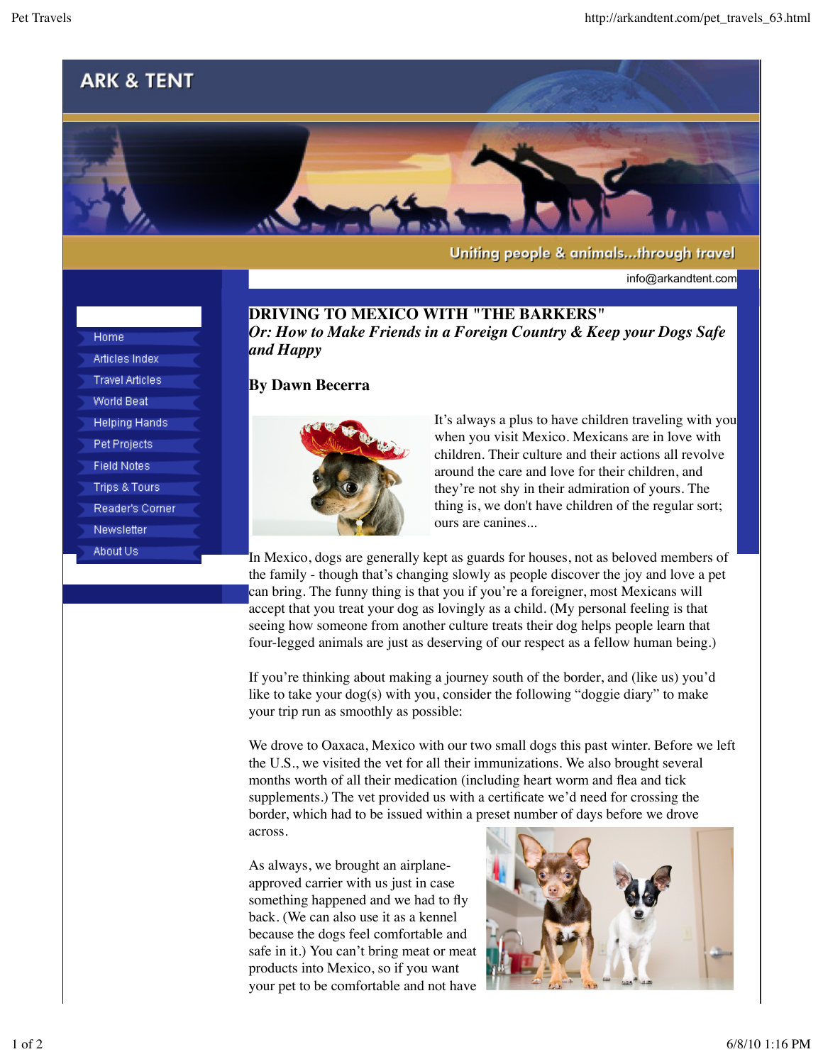ARK & TENT

Uniting people & animals...through travel

info@arkandtent.com

- Home
- Articles Index
- Travel Articles
- World Beat
- Helping Hands
- Pet Projects
- Field Notes
- Trips & Tours
- Reader's Corner
- Newsletter
- About Us

# DRIVING TO MEXICO WITH "THE BARKERS"

*Or: How to Make Friends in a Foreign Country & Keep your Dogs Safe and Happy*

**By Dawn Becerra**

It's always a plus to have children traveling with you when you visit Mexico. Mexicans are in love with children. Their culture and their actions all revolve around the care and love for their children, and they're not shy in their admiration of yours. The thing is, we don't have children of the regular sort; ours are canines...

In Mexico, dogs are generally kept as guards for houses, not as beloved members of the family - though that's changing slowly as people discover the joy and love a pet can bring. The funny thing is that you if you're a foreigner, most Mexicans will accept that you treat your dog as lovingly as a child. (My personal feeling is that seeing how someone from another culture treats their dog helps people learn that four-legged animals are just as deserving of our respect as a fellow human being.)

If you're thinking about making a journey south of the border, and (like us) you'd like to take your dog(s) with you, consider the following "doggie diary" to make your trip run as smoothly as possible:

We drove to Oaxaca, Mexico with our two small dogs this past winter. Before we left the U.S., we visited the vet for all their immunizations. We also brought several months worth of all their medication (including heart worm and flea and tick supplements.) The vet provided us with a certificate we'd need for crossing the border, which had to be issued within a preset number of days before we drove across.

As always, we brought an airplane-approved carrier with us just in case something happened and we had to fly back. (We can also use it as a kennel because the dogs feel comfortable and safe in it.) You can't bring meat or meat products into Mexico, so if you want your pet to be comfortable and not have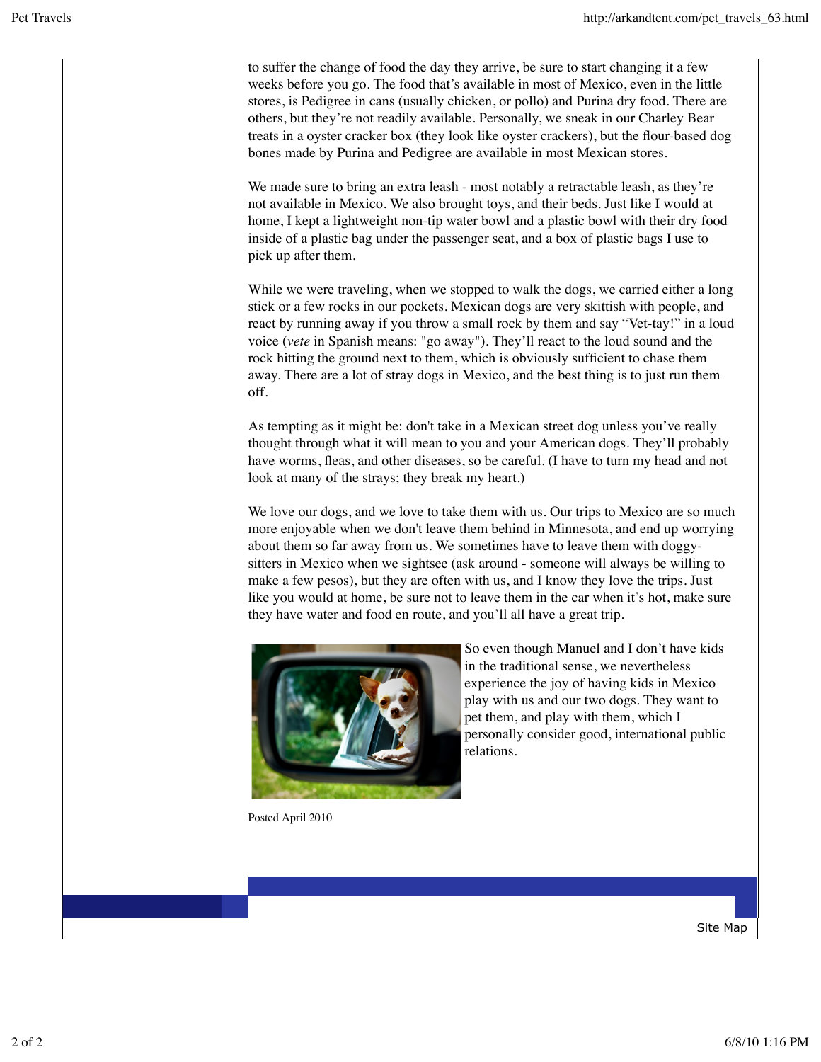to suffer the change of food the day they arrive, be sure to start changing it a few weeks before you go. The food that's available in most of Mexico, even in the little stores, is Pedigree in cans (usually chicken, or pollo) and Purina dry food. There are others, but they're not readily available. Personally, we sneak in our Charley Bear treats in a oyster cracker box (they look like oyster crackers), but the flour-based dog bones made by Purina and Pedigree are available in most Mexican stores.

We made sure to bring an extra leash - most notably a retractable leash, as they're not available in Mexico. We also brought toys, and their beds. Just like I would at home, I kept a lightweight non-tip water bowl and a plastic bowl with their dry food inside of a plastic bag under the passenger seat, and a box of plastic bags I use to pick up after them.

While we were traveling, when we stopped to walk the dogs, we carried either a long stick or a few rocks in our pockets. Mexican dogs are very skittish with people, and react by running away if you throw a small rock by them and say "Vet-tay!" in a loud voice (*vete* in Spanish means: "go away"). They'll react to the loud sound and the rock hitting the ground next to them, which is obviously sufficient to chase them away. There are a lot of stray dogs in Mexico, and the best thing is to just run them off.

As tempting as it might be: don't take in a Mexican street dog unless you've really thought through what it will mean to you and your American dogs. They'll probably have worms, fleas, and other diseases, so be careful. (I have to turn my head and not look at many of the strays; they break my heart.)

We love our dogs, and we love to take them with us. Our trips to Mexico are so much more enjoyable when we don't leave them behind in Minnesota, and end up worrying about them so far away from us. We sometimes have to leave them with doggy-sitters in Mexico when we sightsee (ask around - someone will always be willing to make a few pesos), but they are often with us, and I know they love the trips. Just like you would at home, be sure not to leave them in the car when it's hot, make sure they have water and food en route, and you'll all have a great trip.

So even though Manuel and I don't have kids in the traditional sense, we nevertheless experience the joy of having kids in Mexico play with us and our two dogs. They want to pet them, and play with them, which I personally consider good, international public relations.

Posted April 2010

Site Map